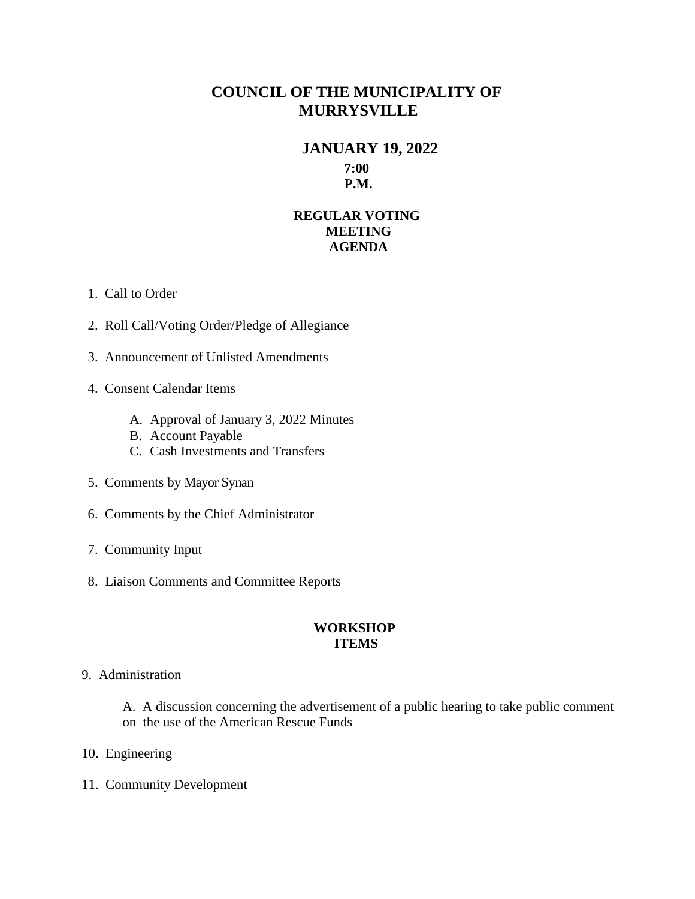# COUNCIL OF THE MUNICIPALITY OF MURRYSVILLE

## JANUARY 19, 2022

**7:00 P.M.**

**REGULAR VOTING MEETING AGENDA**

1. Call to Order

2. Roll Call/Voting Order/Pledge of Allegiance

3. Announcement of Unlisted Amendments

4. Consent Calendar Items

   A. Approval of January 3, 2022 Minutes
   B. Account Payable
   C. Cash Investments and Transfers

5. Comments by Mayor Synan

6. Comments by the Chief Administrator

7. Community Input

8. Liaison Comments and Committee Reports

**WORKSHOP ITEMS**

9. Administration

   A. A discussion concerning the advertisement of a public hearing to take public comment on the use of the American Rescue Funds

10. Engineering

11. Community Development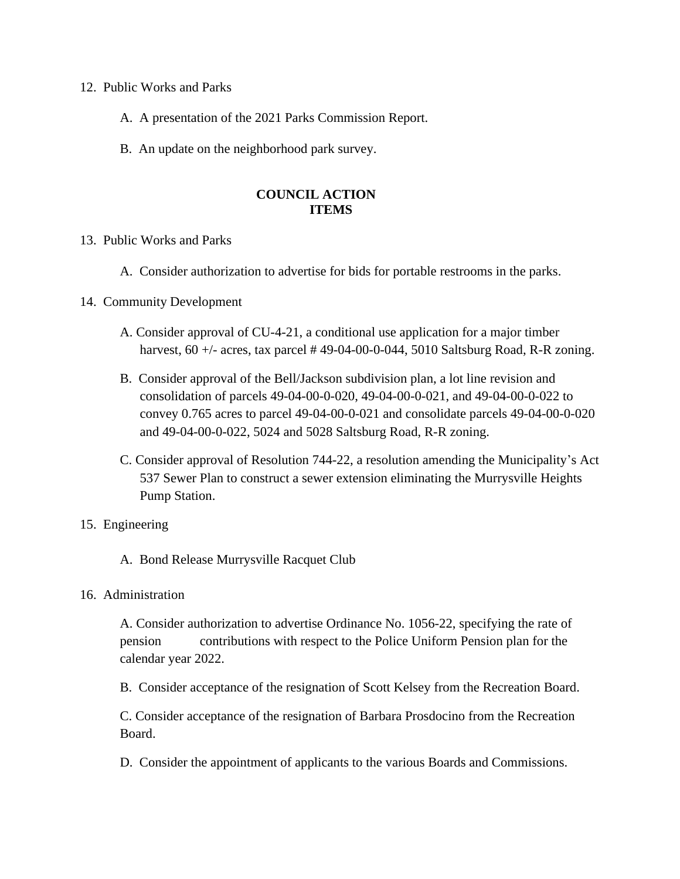12. Public Works and Parks

    A. A presentation of the 2021 Parks Commission Report.

    B. An update on the neighborhood park survey.

## COUNCIL ACTION ITEMS

13. Public Works and Parks

    A. Consider authorization to advertise for bids for portable restrooms in the parks.

14. Community Development

    A. Consider approval of CU-4-21, a conditional use application for a major timber harvest, 60 +/- acres, tax parcel # 49-04-00-0-044, 5010 Saltsburg Road, R-R zoning.

    B. Consider approval of the Bell/Jackson subdivision plan, a lot line revision and consolidation of parcels 49-04-00-0-020, 49-04-00-0-021, and 49-04-00-0-022 to convey 0.765 acres to parcel 49-04-00-0-021 and consolidate parcels 49-04-00-0-020 and 49-04-00-0-022, 5024 and 5028 Saltsburg Road, R-R zoning.

    C. Consider approval of Resolution 744-22, a resolution amending the Municipality's Act 537 Sewer Plan to construct a sewer extension eliminating the Murrysville Heights Pump Station.

15. Engineering

    A. Bond Release Murrysville Racquet Club

16. Administration

    A. Consider authorization to advertise Ordinance No. 1056-22, specifying the rate of pension contributions with respect to the Police Uniform Pension plan for the calendar year 2022.

    B. Consider acceptance of the resignation of Scott Kelsey from the Recreation Board.

    C. Consider acceptance of the resignation of Barbara Prosdocino from the Recreation Board.

    D. Consider the appointment of applicants to the various Boards and Commissions.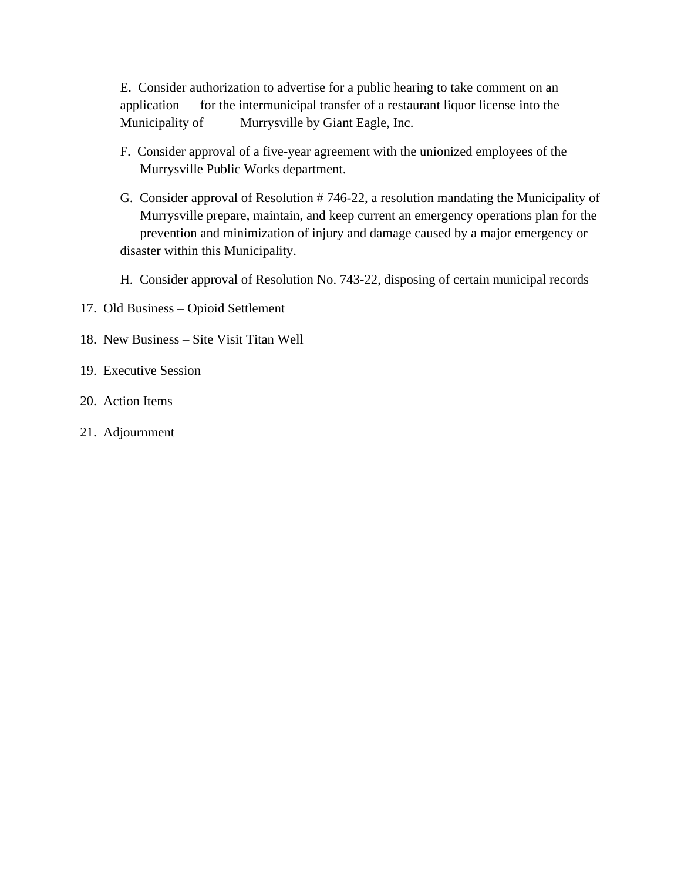E. Consider authorization to advertise for a public hearing to take comment on an application for the intermunicipal transfer of a restaurant liquor license into the Municipality of Murrysville by Giant Eagle, Inc.

F. Consider approval of a five-year agreement with the unionized employees of the Murrysville Public Works department.

G. Consider approval of Resolution # 746-22, a resolution mandating the Municipality of Murrysville prepare, maintain, and keep current an emergency operations plan for the prevention and minimization of injury and damage caused by a major emergency or disaster within this Municipality.

H. Consider approval of Resolution No. 743-22, disposing of certain municipal records

17. Old Business – Opioid Settlement
18. New Business – Site Visit Titan Well
19. Executive Session
20. Action Items
21. Adjournment